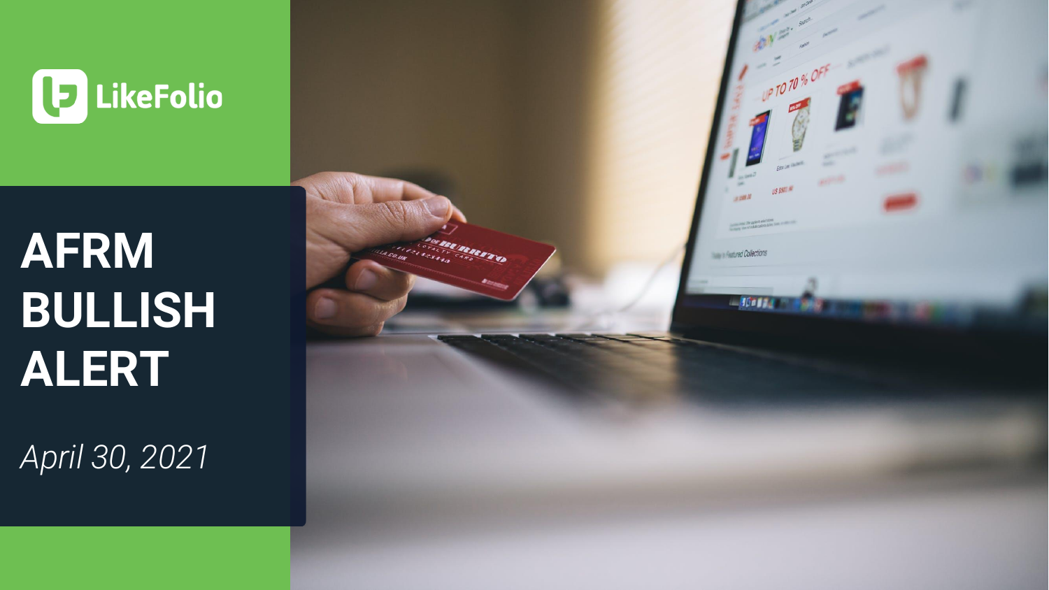LikeFolio

# AFRM BULLISH ALERT

*April 30, 2021*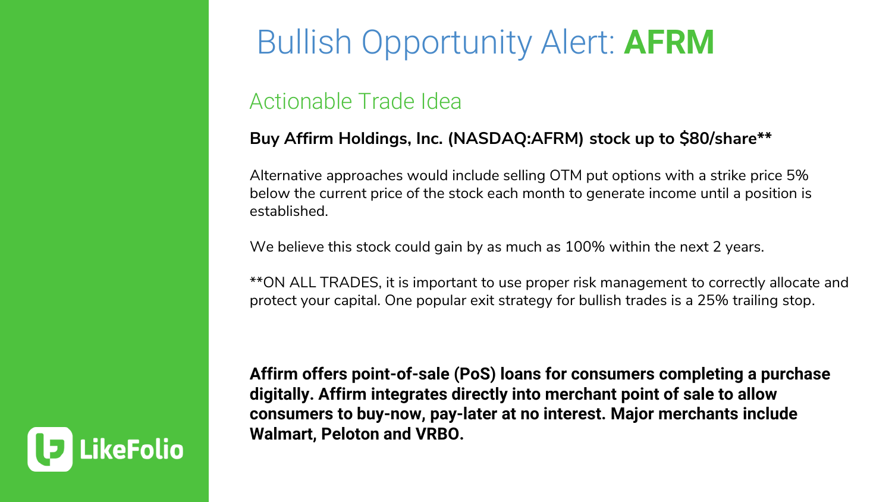# Bullish Opportunity Alert: **AFRM**

## Actionable Trade Idea

**Buy Affirm Holdings, Inc. (NASDAQ:AFRM) stock up to $80/share****

Alternative approaches would include selling OTM put options with a strike price 5% below the current price of the stock each month to generate income until a position is established.

We believe this stock could gain by as much as 100% within the next 2 years.

**ON ALL TRADES, it is important to use proper risk management to correctly allocate and protect your capital. One popular exit strategy for bullish trades is a 25% trailing stop.

**Affirm offers point-of-sale (PoS) loans for consumers completing a purchase digitally. Affirm integrates directly into merchant point of sale to allow consumers to buy-now, pay-later at no interest. Major merchants include Walmart, Peloton and VRBO.**

LikeFolio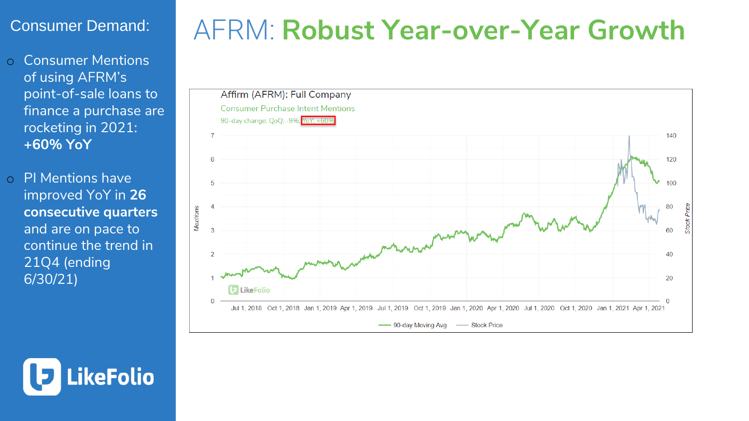## Consumer Demand:

- Consumer Mentions of using AFRM's point-of-sale loans to finance a purchase are rocketing in 2021: **+60% YoY**
- PI Mentions have improved YoY in **26 consecutive quarters** and are on pace to continue the trend in 21Q4 (ending 6/30/21)

LikeFolio

# AFRM: **Robust Year-over-Year Growth**

Affirm (AFRM): Full Company

Consumer Purchase Intent Mentions

90-day change: QoQ: -9%, YoY: +60%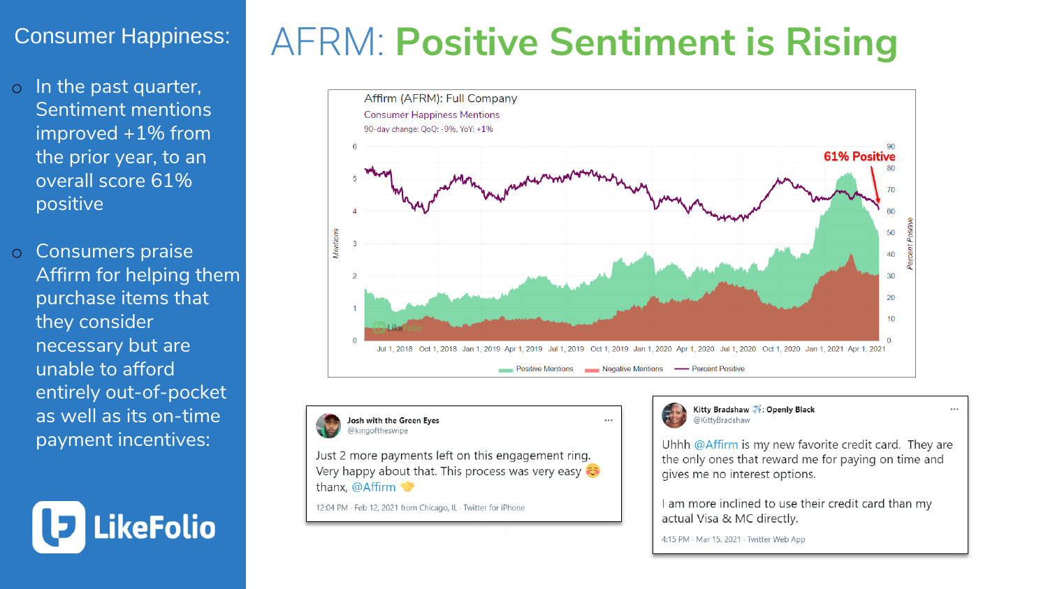## Consumer Happiness:

- In the past quarter, Sentiment mentions improved +1% from the prior year, to an overall score 61% positive
- Consumers praise Affirm for helping them purchase items that they consider necessary but are unable to afford entirely out-of-pocket as well as its on-time payment incentives:

LikeFolio

# AFRM: Positive Sentiment is Rising

Affirm (AFRM): Full Company

Consumer Happiness Mentions

90-day change: QoQ: -9%, YoY: +1%

61% Positive

Positive Mentions — Negative Mentions — Percent Positive

**Josh with the Green Eyes** @kingoftheswipe

Just 2 more payments left on this engagement ring. Very happy about that. This process was very easy 😊 thanx, @Affirm 🤝

12:04 PM · Feb 12, 2021 from Chicago, IL · Twitter for iPhone

**Kitty Bradshaw ✈️: Openly Black** @KittyBradshaw

Uhhh @Affirm is my new favorite credit card. They are the only ones that reward me for paying on time and gives me no interest options.

I am more inclined to use their credit card than my actual Visa & MC directly.

4:15 PM · Mar 15, 2021 · Twitter Web App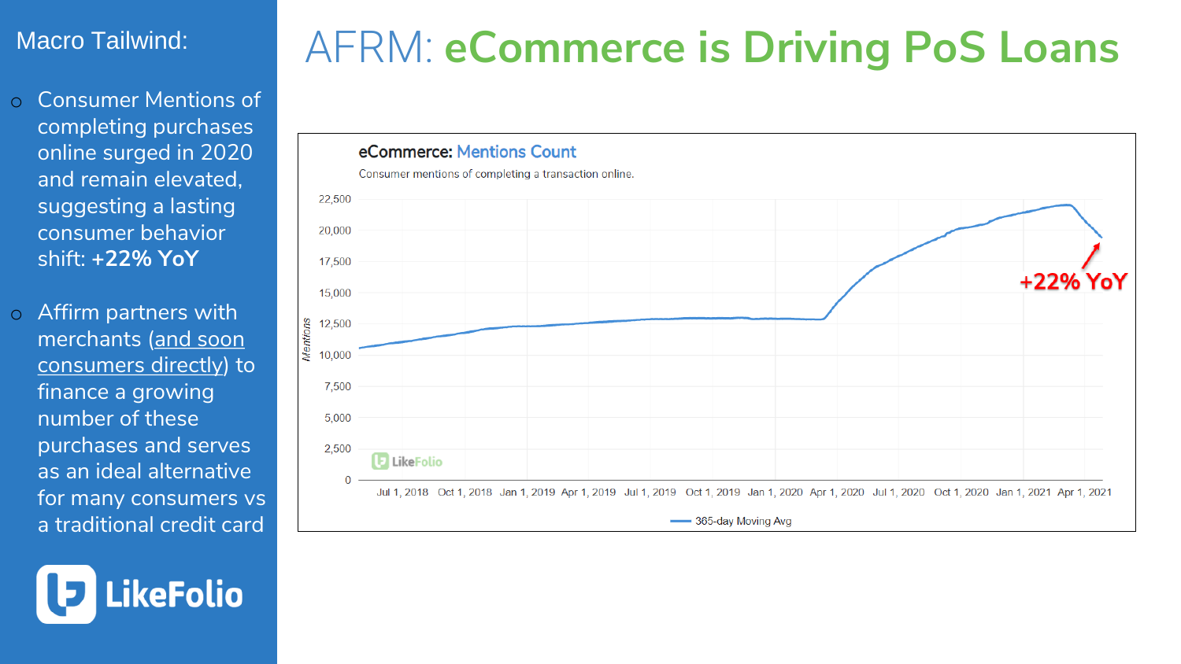Macro Tailwind:

- Consumer Mentions of completing purchases online surged in 2020 and remain elevated, suggesting a lasting consumer behavior shift: **+22% YoY**
- Affirm partners with merchants (and soon consumers directly) to finance a growing number of these purchases and serves as an ideal alternative for many consumers vs a traditional credit card

LikeFolio

# AFRM: **eCommerce is Driving PoS Loans**

**eCommerce:** Mentions Count

Consumer mentions of completing a transaction online.

+22% YoY

365-day Moving Avg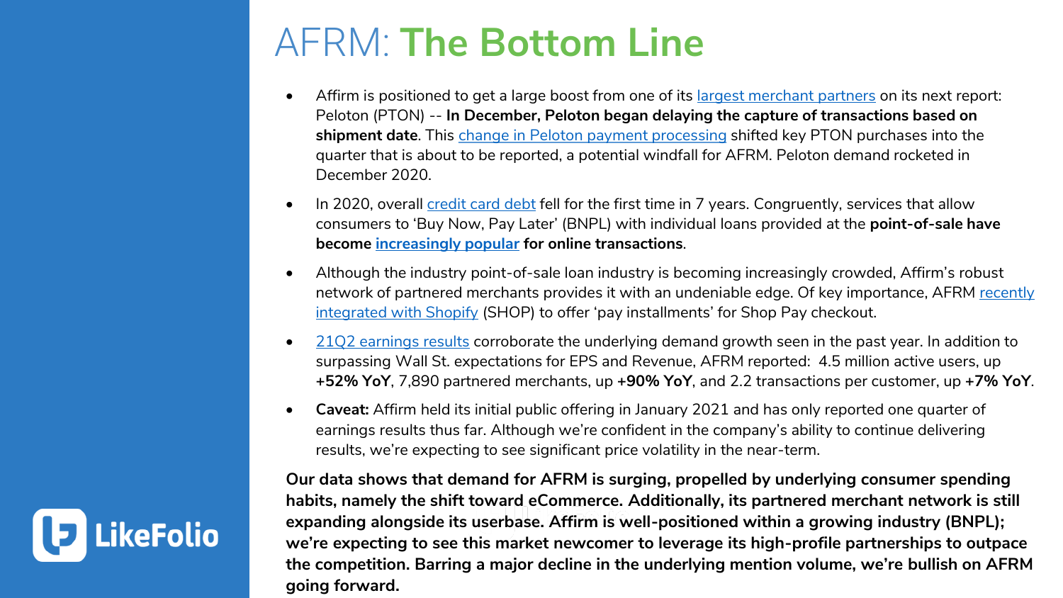# AFRM: The Bottom Line

- Affirm is positioned to get a large boost from one of its largest merchant partners on its next report: Peloton (PTON) -- **In December, Peloton began delaying the capture of transactions based on shipment date**. This change in Peloton payment processing shifted key PTON purchases into the quarter that is about to be reported, a potential windfall for AFRM. Peloton demand rocketed in December 2020.
- In 2020, overall credit card debt fell for the first time in 7 years. Congruently, services that allow consumers to 'Buy Now, Pay Later' (BNPL) with individual loans provided at the **point-of-sale have become increasingly popular for online transactions**.
- Although the industry point-of-sale loan industry is becoming increasingly crowded, Affirm's robust network of partnered merchants provides it with an undeniable edge. Of key importance, AFRM recently integrated with Shopify (SHOP) to offer 'pay installments' for Shop Pay checkout.
- 21Q2 earnings results corroborate the underlying demand growth seen in the past year. In addition to surpassing Wall St. expectations for EPS and Revenue, AFRM reported: 4.5 million active users, up **+52% YoY**, 7,890 partnered merchants, up **+90% YoY**, and 2.2 transactions per customer, up **+7% YoY**.
- **Caveat:** Affirm held its initial public offering in January 2021 and has only reported one quarter of earnings results thus far. Although we're confident in the company's ability to continue delivering results, we're expecting to see significant price volatility in the near-term.

**Our data shows that demand for AFRM is surging, propelled by underlying consumer spending habits, namely the shift toward eCommerce. Additionally, its partnered merchant network is still expanding alongside its userbase. Affirm is well-positioned within a growing industry (BNPL); we're expecting to see this market newcomer to leverage its high-profile partnerships to outpace the competition. Barring a major decline in the underlying mention volume, we're bullish on AFRM going forward.**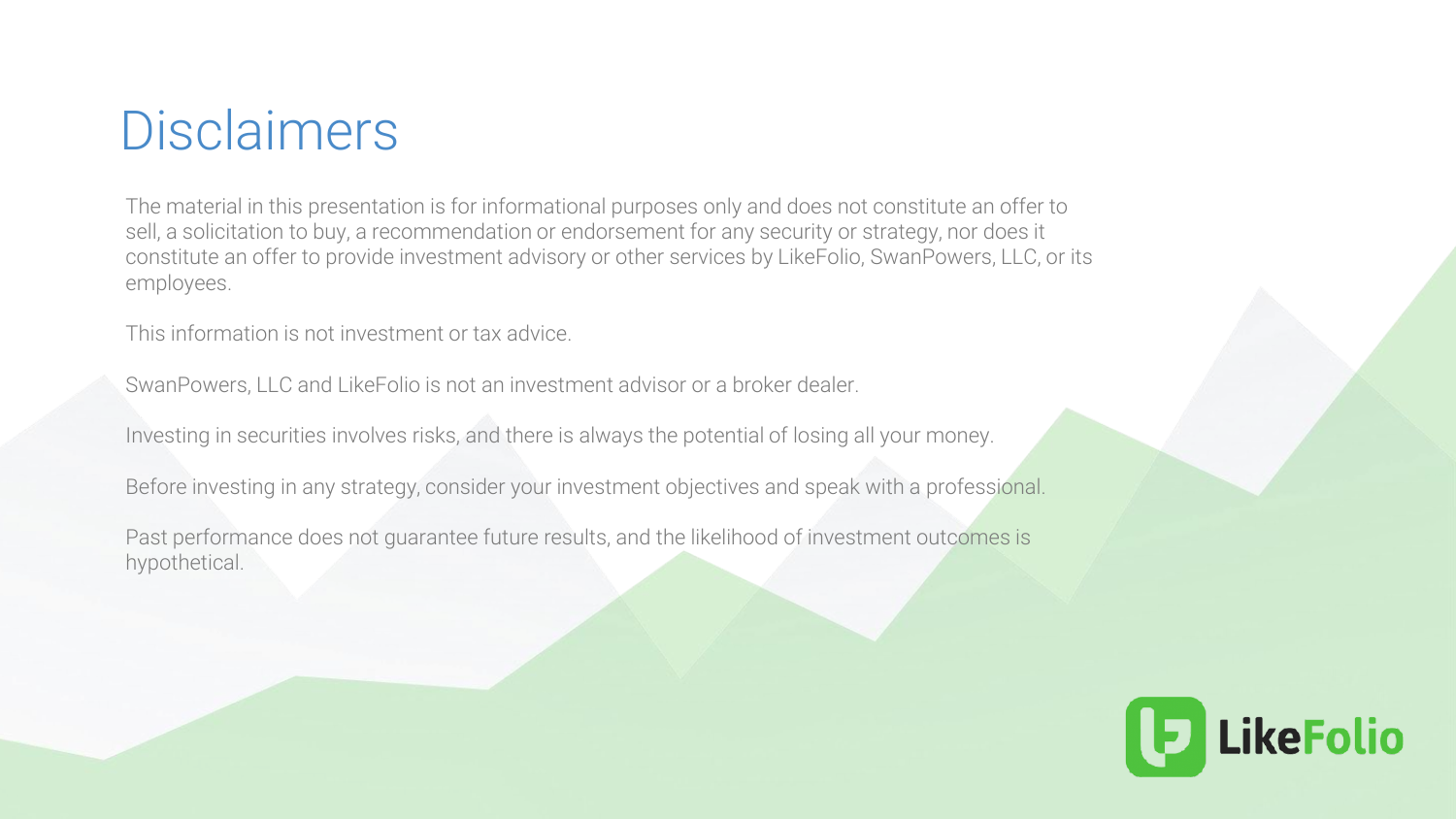# Disclaimers

The material in this presentation is for informational purposes only and does not constitute an offer to sell, a solicitation to buy, a recommendation or endorsement for any security or strategy, nor does it constitute an offer to provide investment advisory or other services by LikeFolio, SwanPowers, LLC, or its employees.

This information is not investment or tax advice.

SwanPowers, LLC and LikeFolio is not an investment advisor or a broker dealer.

Investing in securities involves risks, and there is always the potential of losing all your money.

Before investing in any strategy, consider your investment objectives and speak with a professional.

Past performance does not guarantee future results, and the likelihood of investment outcomes is hypothetical.

LikeFolio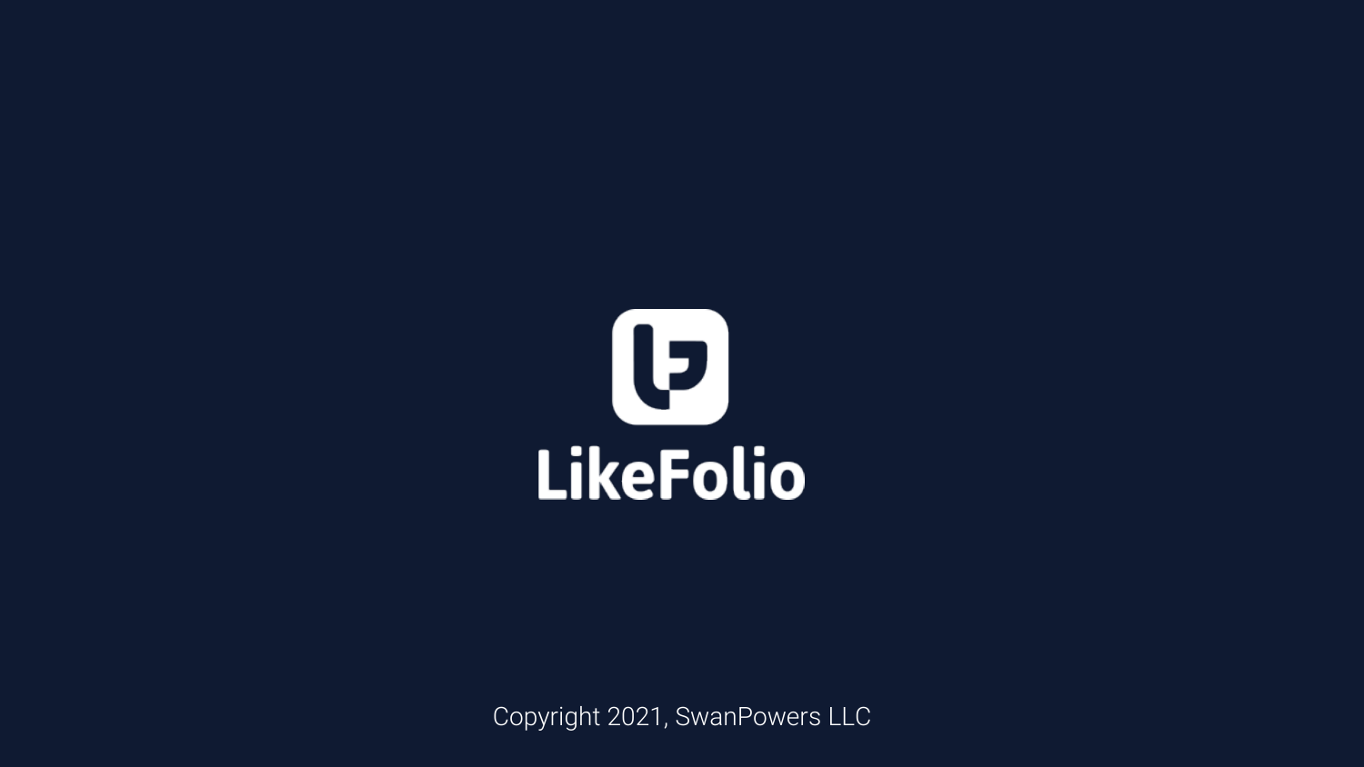LikeFolio

Copyright 2021, SwanPowers LLC